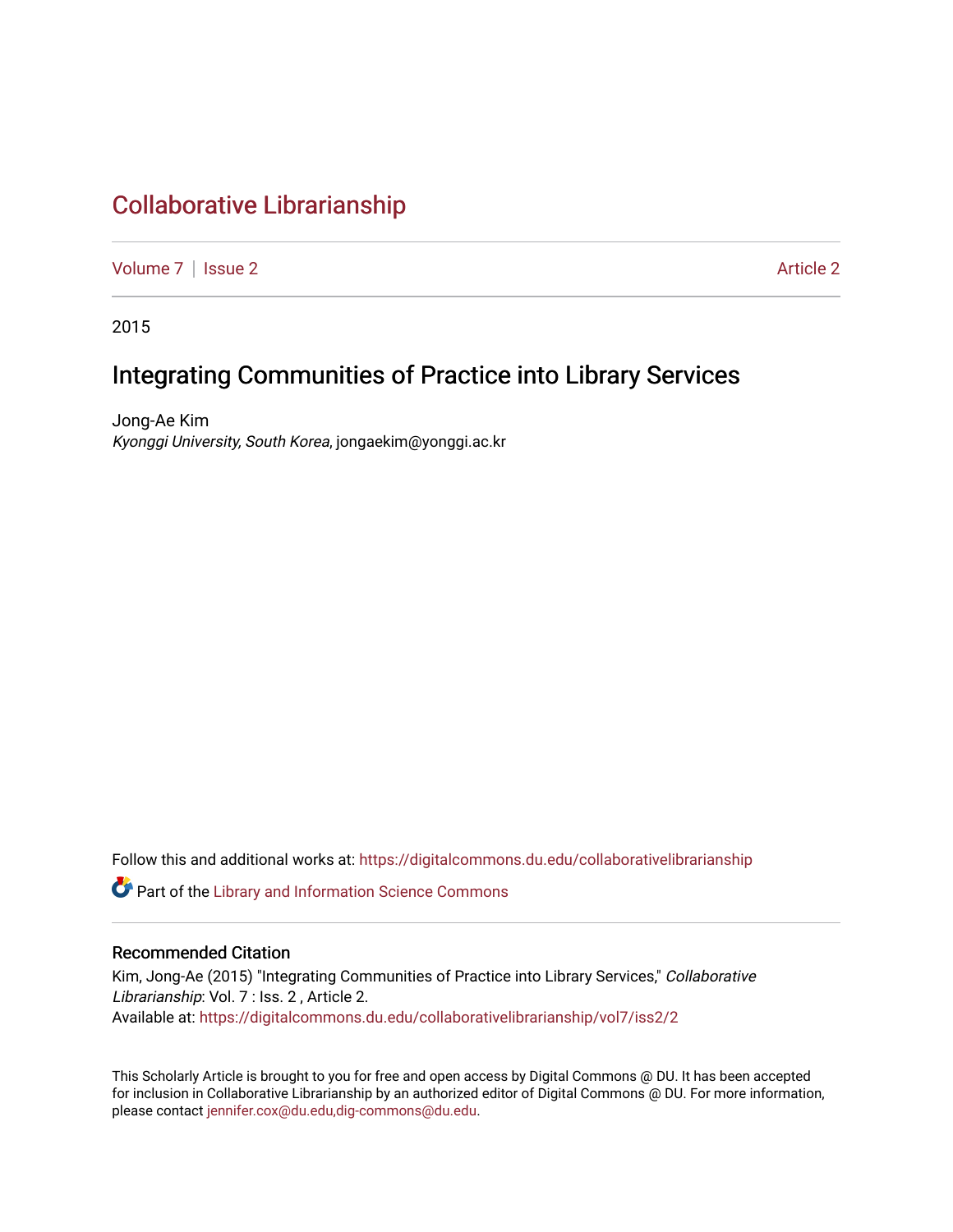# Collaborative Librarianship

Volume 7 | Issue 2 Article 2

2015

## Integrating Communities of Practice into Library Services

Jong-Ae Kim
*Kyonggi University, South Korea*, jongaekim@yonggi.ac.kr

Follow this and additional works at: https://digitalcommons.du.edu/collaborativelibrarianship

Part of the Library and Information Science Commons

### Recommended Citation

Kim, Jong-Ae (2015) "Integrating Communities of Practice into Library Services," *Collaborative Librarianship*: Vol. 7 : Iss. 2 , Article 2.
Available at: https://digitalcommons.du.edu/collaborativelibrarianship/vol7/iss2/2

This Scholarly Article is brought to you for free and open access by Digital Commons @ DU. It has been accepted for inclusion in Collaborative Librarianship by an authorized editor of Digital Commons @ DU. For more information, please contact jennifer.cox@du.edu,dig-commons@du.edu.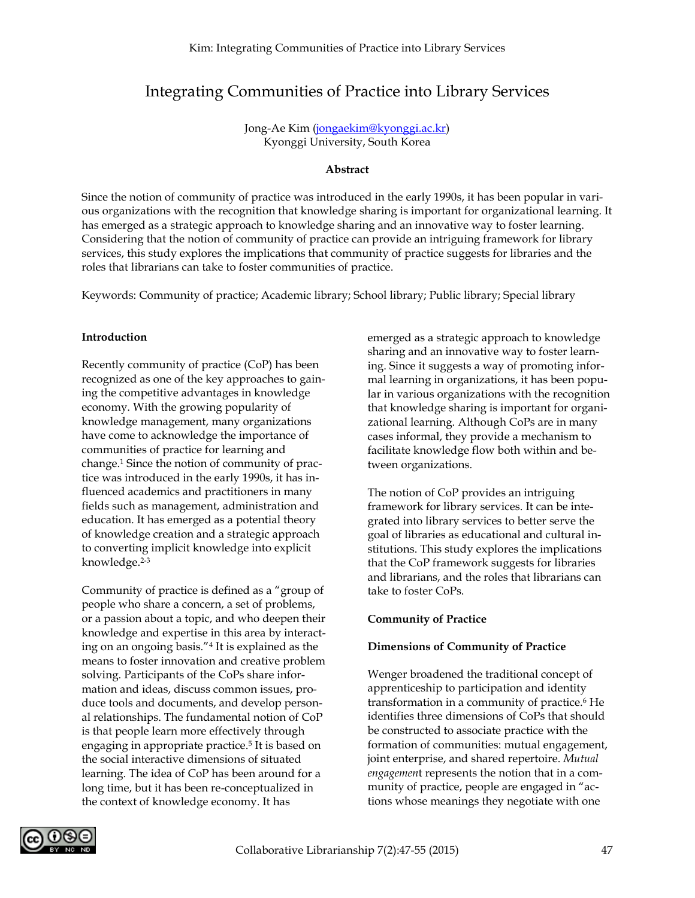# Integrating Communities of Practice into Library Services

Jong-Ae Kim (jongaekim@kyonggi.ac.kr)
Kyonggi University, South Korea

**Abstract**

Since the notion of community of practice was introduced in the early 1990s, it has been popular in various organizations with the recognition that knowledge sharing is important for organizational learning. It has emerged as a strategic approach to knowledge sharing and an innovative way to foster learning. Considering that the notion of community of practice can provide an intriguing framework for library services, this study explores the implications that community of practice suggests for libraries and the roles that librarians can take to foster communities of practice.

Keywords: Community of practice; Academic library; School library; Public library; Special library

**Introduction**

Recently community of practice (CoP) has been recognized as one of the key approaches to gaining the competitive advantages in knowledge economy. With the growing popularity of knowledge management, many organizations have come to acknowledge the importance of communities of practice for learning and change.[1] Since the notion of community of practice was introduced in the early 1990s, it has influenced academics and practitioners in many fields such as management, administration and education. It has emerged as a potential theory of knowledge creation and a strategic approach to converting implicit knowledge into explicit knowledge.[2-3]

Community of practice is defined as a "group of people who share a concern, a set of problems, or a passion about a topic, and who deepen their knowledge and expertise in this area by interacting on an ongoing basis."[4] It is explained as the means to foster innovation and creative problem solving. Participants of the CoPs share information and ideas, discuss common issues, produce tools and documents, and develop personal relationships. The fundamental notion of CoP is that people learn more effectively through engaging in appropriate practice.[5] It is based on the social interactive dimensions of situated learning. The idea of CoP has been around for a long time, but it has been re-conceptualized in the context of knowledge economy. It has emerged as a strategic approach to knowledge sharing and an innovative way to foster learning. Since it suggests a way of promoting informal learning in organizations, it has been popular in various organizations with the recognition that knowledge sharing is important for organizational learning. Although CoPs are in many cases informal, they provide a mechanism to facilitate knowledge flow both within and between organizations.

The notion of CoP provides an intriguing framework for library services. It can be integrated into library services to better serve the goal of libraries as educational and cultural institutions. This study explores the implications that the CoP framework suggests for libraries and librarians, and the roles that librarians can take to foster CoPs.

**Community of Practice**

**Dimensions of Community of Practice**

Wenger broadened the traditional concept of apprenticeship to participation and identity transformation in a community of practice.[6] He identifies three dimensions of CoPs that should be constructed to associate practice with the formation of communities: mutual engagement, joint enterprise, and shared repertoire. *Mutual engagement* represents the notion that in a community of practice, people are engaged in "actions whose meanings they negotiate with one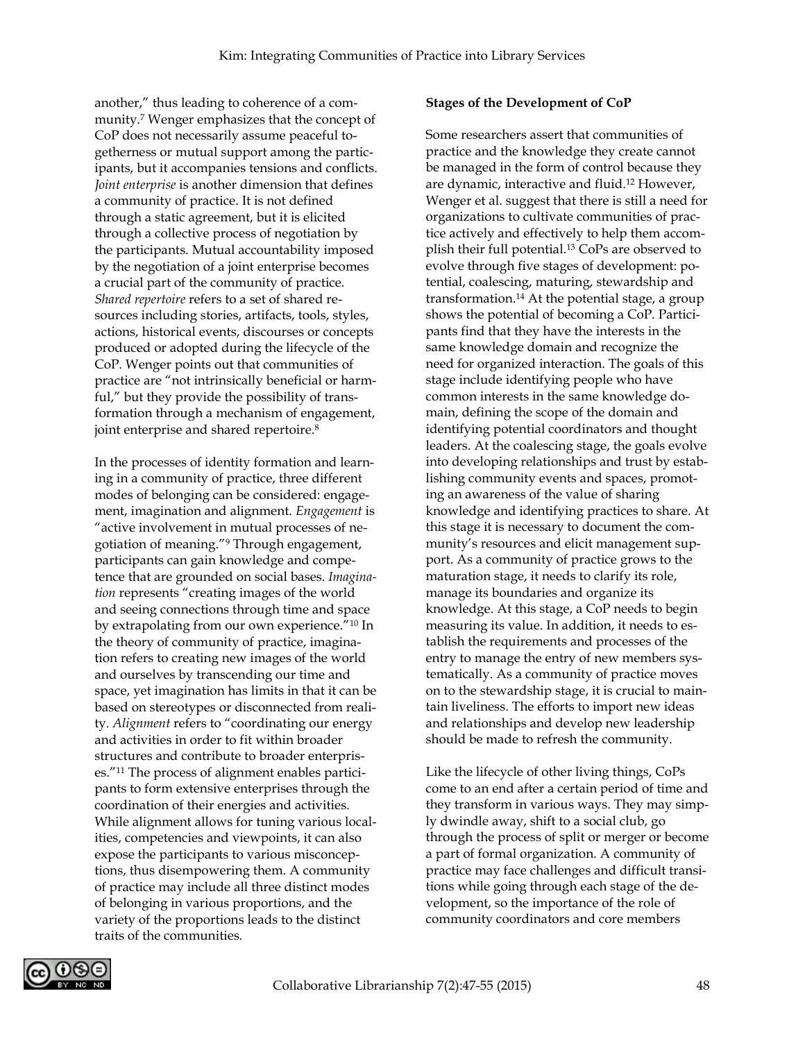another," thus leading to coherence of a community.[7] Wenger emphasizes that the concept of CoP does not necessarily assume peaceful togetherness or mutual support among the participants, but it accompanies tensions and conflicts. *Joint enterprise* is another dimension that defines a community of practice. It is not defined through a static agreement, but it is elicited through a collective process of negotiation by the participants. Mutual accountability imposed by the negotiation of a joint enterprise becomes a crucial part of the community of practice. *Shared repertoire* refers to a set of shared resources including stories, artifacts, tools, styles, actions, historical events, discourses or concepts produced or adopted during the lifecycle of the CoP. Wenger points out that communities of practice are "not intrinsically beneficial or harmful," but they provide the possibility of transformation through a mechanism of engagement, joint enterprise and shared repertoire.[8]

In the processes of identity formation and learning in a community of practice, three different modes of belonging can be considered: engagement, imagination and alignment. *Engagement* is "active involvement in mutual processes of negotiation of meaning."[9] Through engagement, participants can gain knowledge and competence that are grounded on social bases. *Imagination* represents "creating images of the world and seeing connections through time and space by extrapolating from our own experience."[10] In the theory of community of practice, imagination refers to creating new images of the world and ourselves by transcending our time and space, yet imagination has limits in that it can be based on stereotypes or disconnected from reality. *Alignment* refers to "coordinating our energy and activities in order to fit within broader structures and contribute to broader enterprises."[11] The process of alignment enables participants to form extensive enterprises through the coordination of their energies and activities. While alignment allows for tuning various localities, competencies and viewpoints, it can also expose the participants to various misconceptions, thus disempowering them. A community of practice may include all three distinct modes of belonging in various proportions, and the variety of the proportions leads to the distinct traits of the communities.

**Stages of the Development of CoP**

Some researchers assert that communities of practice and the knowledge they create cannot be managed in the form of control because they are dynamic, interactive and fluid.[12] However, Wenger et al. suggest that there is still a need for organizations to cultivate communities of practice actively and effectively to help them accomplish their full potential.[13] CoPs are observed to evolve through five stages of development: potential, coalescing, maturing, stewardship and transformation.[14] At the potential stage, a group shows the potential of becoming a CoP. Participants find that they have the interests in the same knowledge domain and recognize the need for organized interaction. The goals of this stage include identifying people who have common interests in the same knowledge domain, defining the scope of the domain and identifying potential coordinators and thought leaders. At the coalescing stage, the goals evolve into developing relationships and trust by establishing community events and spaces, promoting an awareness of the value of sharing knowledge and identifying practices to share. At this stage it is necessary to document the community's resources and elicit management support. As a community of practice grows to the maturation stage, it needs to clarify its role, manage its boundaries and organize its knowledge. At this stage, a CoP needs to begin measuring its value. In addition, it needs to establish the requirements and processes of the entry to manage the entry of new members systematically. As a community of practice moves on to the stewardship stage, it is crucial to maintain liveliness. The efforts to import new ideas and relationships and develop new leadership should be made to refresh the community.

Like the lifecycle of other living things, CoPs come to an end after a certain period of time and they transform in various ways. They may simply dwindle away, shift to a social club, go through the process of split or merger or become a part of formal organization. A community of practice may face challenges and difficult transitions while going through each stage of the development, so the importance of the role of community coordinators and core members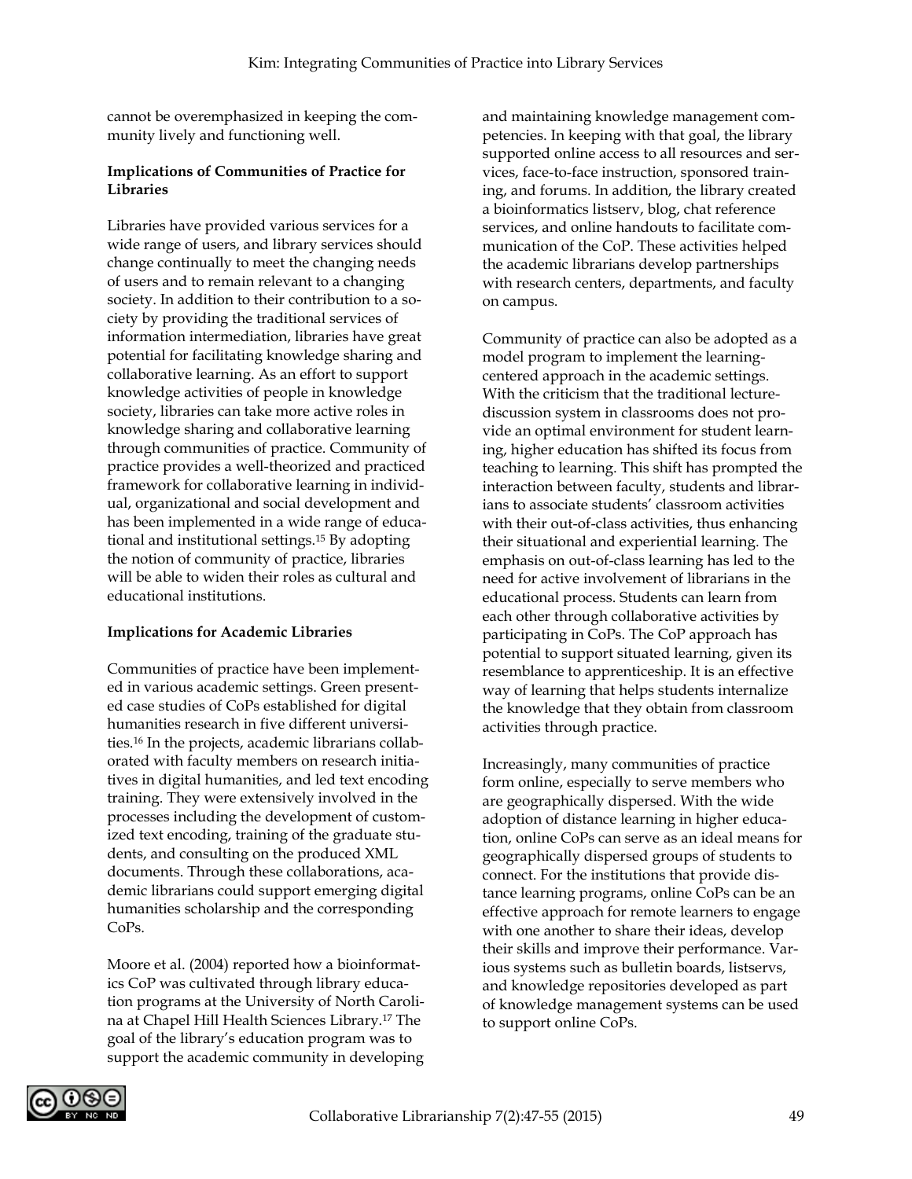cannot be overemphasized in keeping the community lively and functioning well.

**Implications of Communities of Practice for Libraries**

Libraries have provided various services for a wide range of users, and library services should change continually to meet the changing needs of users and to remain relevant to a changing society. In addition to their contribution to a society by providing the traditional services of information intermediation, libraries have great potential for facilitating knowledge sharing and collaborative learning. As an effort to support knowledge activities of people in knowledge society, libraries can take more active roles in knowledge sharing and collaborative learning through communities of practice. Community of practice provides a well-theorized and practiced framework for collaborative learning in individual, organizational and social development and has been implemented in a wide range of educational and institutional settings.[15] By adopting the notion of community of practice, libraries will be able to widen their roles as cultural and educational institutions.

**Implications for Academic Libraries**

Communities of practice have been implemented in various academic settings. Green presented case studies of CoPs established for digital humanities research in five different universities.[16] In the projects, academic librarians collaborated with faculty members on research initiatives in digital humanities, and led text encoding training. They were extensively involved in the processes including the development of customized text encoding, training of the graduate students, and consulting on the produced XML documents. Through these collaborations, academic librarians could support emerging digital humanities scholarship and the corresponding CoPs.

Moore et al. (2004) reported how a bioinformatics CoP was cultivated through library education programs at the University of North Carolina at Chapel Hill Health Sciences Library.[17] The goal of the library's education program was to support the academic community in developing and maintaining knowledge management competencies. In keeping with that goal, the library supported online access to all resources and services, face-to-face instruction, sponsored training, and forums. In addition, the library created a bioinformatics listserv, blog, chat reference services, and online handouts to facilitate communication of the CoP. These activities helped the academic librarians develop partnerships with research centers, departments, and faculty on campus.

Community of practice can also be adopted as a model program to implement the learning-centered approach in the academic settings. With the criticism that the traditional lecture-discussion system in classrooms does not provide an optimal environment for student learning, higher education has shifted its focus from teaching to learning. This shift has prompted the interaction between faculty, students and librarians to associate students' classroom activities with their out-of-class activities, thus enhancing their situational and experiential learning. The emphasis on out-of-class learning has led to the need for active involvement of librarians in the educational process. Students can learn from each other through collaborative activities by participating in CoPs. The CoP approach has potential to support situated learning, given its resemblance to apprenticeship. It is an effective way of learning that helps students internalize the knowledge that they obtain from classroom activities through practice.

Increasingly, many communities of practice form online, especially to serve members who are geographically dispersed. With the wide adoption of distance learning in higher education, online CoPs can serve as an ideal means for geographically dispersed groups of students to connect. For the institutions that provide distance learning programs, online CoPs can be an effective approach for remote learners to engage with one another to share their ideas, develop their skills and improve their performance. Various systems such as bulletin boards, listservs, and knowledge repositories developed as part of knowledge management systems can be used to support online CoPs.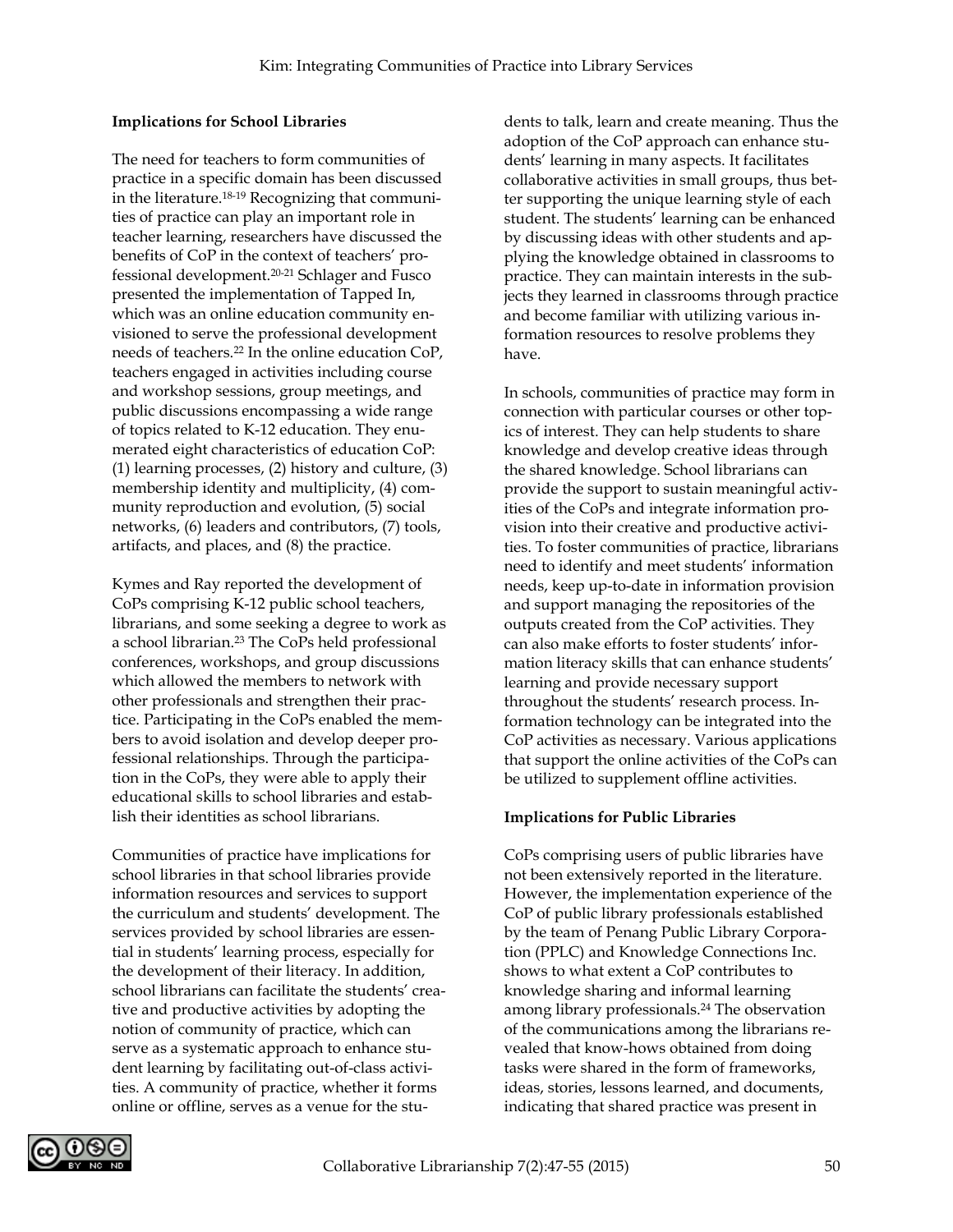**Implications for School Libraries**

The need for teachers to form communities of practice in a specific domain has been discussed in the literature.[18-19] Recognizing that communities of practice can play an important role in teacher learning, researchers have discussed the benefits of CoP in the context of teachers' professional development.[20-21] Schlager and Fusco presented the implementation of Tapped In, which was an online education community envisioned to serve the professional development needs of teachers.[22] In the online education CoP, teachers engaged in activities including course and workshop sessions, group meetings, and public discussions encompassing a wide range of topics related to K-12 education. They enumerated eight characteristics of education CoP: (1) learning processes, (2) history and culture, (3) membership identity and multiplicity, (4) community reproduction and evolution, (5) social networks, (6) leaders and contributors, (7) tools, artifacts, and places, and (8) the practice.

Kymes and Ray reported the development of CoPs comprising K-12 public school teachers, librarians, and some seeking a degree to work as a school librarian.[23] The CoPs held professional conferences, workshops, and group discussions which allowed the members to network with other professionals and strengthen their practice. Participating in the CoPs enabled the members to avoid isolation and develop deeper professional relationships. Through the participation in the CoPs, they were able to apply their educational skills to school libraries and establish their identities as school librarians.

Communities of practice have implications for school libraries in that school libraries provide information resources and services to support the curriculum and students' development. The services provided by school libraries are essential in students' learning process, especially for the development of their literacy. In addition, school librarians can facilitate the students' creative and productive activities by adopting the notion of community of practice, which can serve as a systematic approach to enhance student learning by facilitating out-of-class activities. A community of practice, whether it forms online or offline, serves as a venue for the students to talk, learn and create meaning. Thus the adoption of the CoP approach can enhance students' learning in many aspects. It facilitates collaborative activities in small groups, thus better supporting the unique learning style of each student. The students' learning can be enhanced by discussing ideas with other students and applying the knowledge obtained in classrooms to practice. They can maintain interests in the subjects they learned in classrooms through practice and become familiar with utilizing various information resources to resolve problems they have.

In schools, communities of practice may form in connection with particular courses or other topics of interest. They can help students to share knowledge and develop creative ideas through the shared knowledge. School librarians can provide the support to sustain meaningful activities of the CoPs and integrate information provision into their creative and productive activities. To foster communities of practice, librarians need to identify and meet students' information needs, keep up-to-date in information provision and support managing the repositories of the outputs created from the CoP activities. They can also make efforts to foster students' information literacy skills that can enhance students' learning and provide necessary support throughout the students' research process. Information technology can be integrated into the CoP activities as necessary. Various applications that support the online activities of the CoPs can be utilized to supplement offline activities.

**Implications for Public Libraries**

CoPs comprising users of public libraries have not been extensively reported in the literature. However, the implementation experience of the CoP of public library professionals established by the team of Penang Public Library Corporation (PPLC) and Knowledge Connections Inc. shows to what extent a CoP contributes to knowledge sharing and informal learning among library professionals.[24] The observation of the communications among the librarians revealed that know-hows obtained from doing tasks were shared in the form of frameworks, ideas, stories, lessons learned, and documents, indicating that shared practice was present in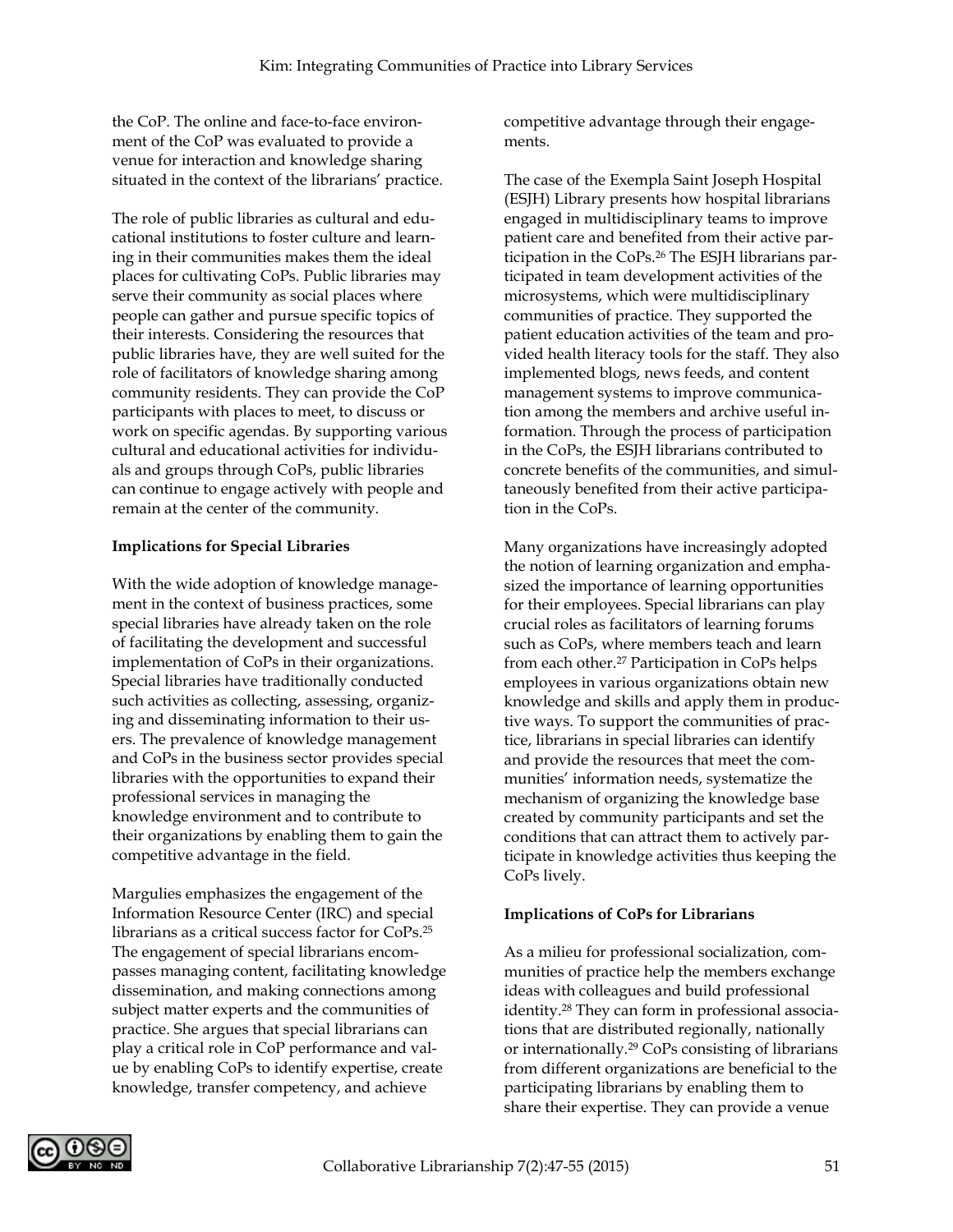the CoP. The online and face-to-face environment of the CoP was evaluated to provide a venue for interaction and knowledge sharing situated in the context of the librarians' practice.

The role of public libraries as cultural and educational institutions to foster culture and learning in their communities makes them the ideal places for cultivating CoPs. Public libraries may serve their community as social places where people can gather and pursue specific topics of their interests. Considering the resources that public libraries have, they are well suited for the role of facilitators of knowledge sharing among community residents. They can provide the CoP participants with places to meet, to discuss or work on specific agendas. By supporting various cultural and educational activities for individuals and groups through CoPs, public libraries can continue to engage actively with people and remain at the center of the community.

**Implications for Special Libraries**

With the wide adoption of knowledge management in the context of business practices, some special libraries have already taken on the role of facilitating the development and successful implementation of CoPs in their organizations. Special libraries have traditionally conducted such activities as collecting, assessing, organizing and disseminating information to their users. The prevalence of knowledge management and CoPs in the business sector provides special libraries with the opportunities to expand their professional services in managing the knowledge environment and to contribute to their organizations by enabling them to gain the competitive advantage in the field.

Margulies emphasizes the engagement of the Information Resource Center (IRC) and special librarians as a critical success factor for CoPs.[25] The engagement of special librarians encompasses managing content, facilitating knowledge dissemination, and making connections among subject matter experts and the communities of practice. She argues that special librarians can play a critical role in CoP performance and value by enabling CoPs to identify expertise, create knowledge, transfer competency, and achieve competitive advantage through their engagements.

The case of the Exempla Saint Joseph Hospital (ESJH) Library presents how hospital librarians engaged in multidisciplinary teams to improve patient care and benefited from their active participation in the CoPs.[26] The ESJH librarians participated in team development activities of the microsystems, which were multidisciplinary communities of practice. They supported the patient education activities of the team and provided health literacy tools for the staff. They also implemented blogs, news feeds, and content management systems to improve communication among the members and archive useful information. Through the process of participation in the CoPs, the ESJH librarians contributed to concrete benefits of the communities, and simultaneously benefited from their active participation in the CoPs.

Many organizations have increasingly adopted the notion of learning organization and emphasized the importance of learning opportunities for their employees. Special librarians can play crucial roles as facilitators of learning forums such as CoPs, where members teach and learn from each other.[27] Participation in CoPs helps employees in various organizations obtain new knowledge and skills and apply them in productive ways. To support the communities of practice, librarians in special libraries can identify and provide the resources that meet the communities' information needs, systematize the mechanism of organizing the knowledge base created by community participants and set the conditions that can attract them to actively participate in knowledge activities thus keeping the CoPs lively.

**Implications of CoPs for Librarians**

As a milieu for professional socialization, communities of practice help the members exchange ideas with colleagues and build professional identity.[28] They can form in professional associations that are distributed regionally, nationally or internationally.[29] CoPs consisting of librarians from different organizations are beneficial to the participating librarians by enabling them to share their expertise. They can provide a venue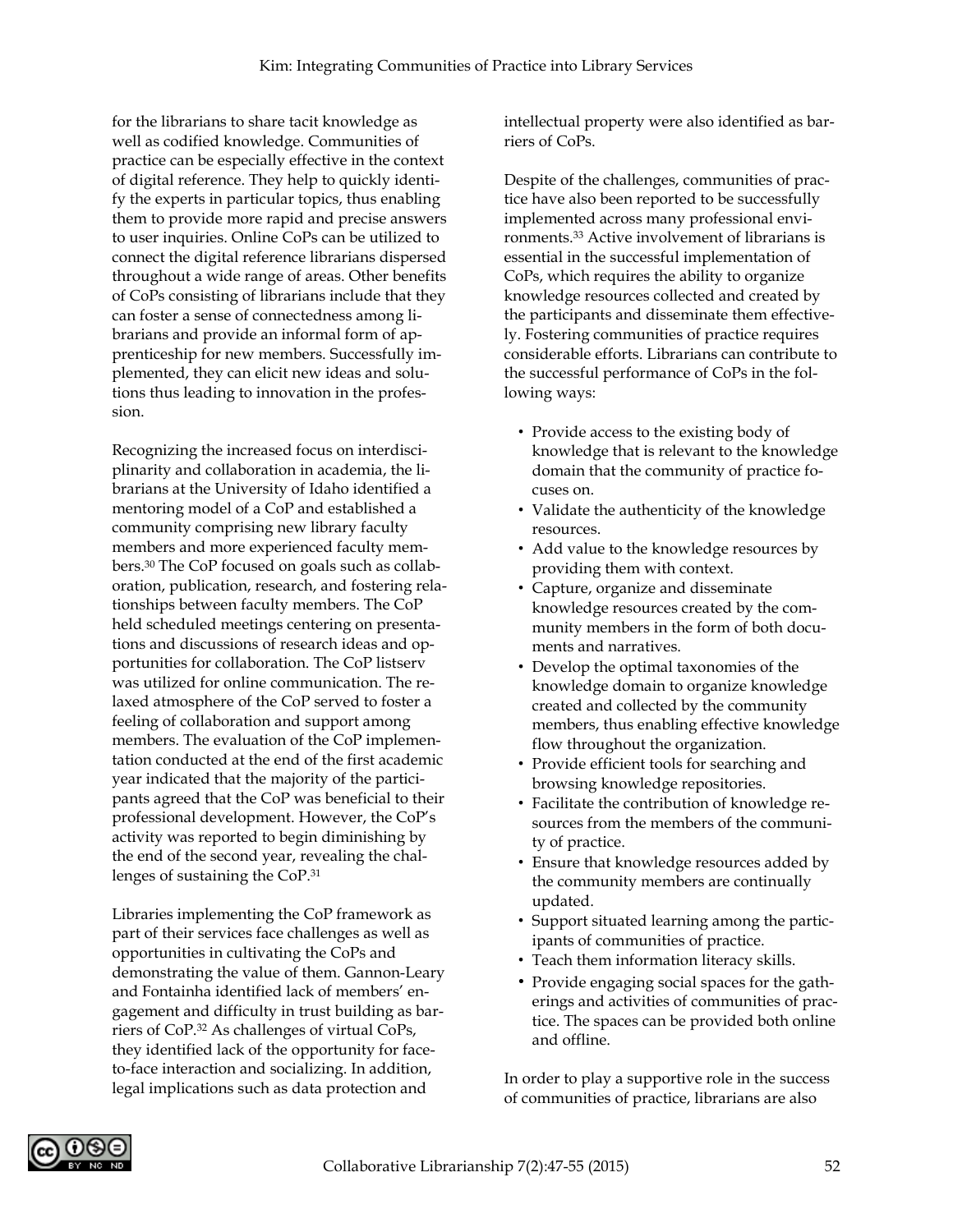for the librarians to share tacit knowledge as well as codified knowledge. Communities of practice can be especially effective in the context of digital reference. They help to quickly identify the experts in particular topics, thus enabling them to provide more rapid and precise answers to user inquiries. Online CoPs can be utilized to connect the digital reference librarians dispersed throughout a wide range of areas. Other benefits of CoPs consisting of librarians include that they can foster a sense of connectedness among librarians and provide an informal form of apprenticeship for new members. Successfully implemented, they can elicit new ideas and solutions thus leading to innovation in the profession.

Recognizing the increased focus on interdisciplinarity and collaboration in academia, the librarians at the University of Idaho identified a mentoring model of a CoP and established a community comprising new library faculty members and more experienced faculty members.[30] The CoP focused on goals such as collaboration, publication, research, and fostering relationships between faculty members. The CoP held scheduled meetings centering on presentations and discussions of research ideas and opportunities for collaboration. The CoP listserv was utilized for online communication. The relaxed atmosphere of the CoP served to foster a feeling of collaboration and support among members. The evaluation of the CoP implementation conducted at the end of the first academic year indicated that the majority of the participants agreed that the CoP was beneficial to their professional development. However, the CoP's activity was reported to begin diminishing by the end of the second year, revealing the challenges of sustaining the CoP.[31]

Libraries implementing the CoP framework as part of their services face challenges as well as opportunities in cultivating the CoPs and demonstrating the value of them. Gannon-Leary and Fontainha identified lack of members' engagement and difficulty in trust building as barriers of CoP.[32] As challenges of virtual CoPs, they identified lack of the opportunity for face-to-face interaction and socializing. In addition, legal implications such as data protection and intellectual property were also identified as barriers of CoPs.

Despite of the challenges, communities of practice have also been reported to be successfully implemented across many professional environments.[33] Active involvement of librarians is essential in the successful implementation of CoPs, which requires the ability to organize knowledge resources collected and created by the participants and disseminate them effectively. Fostering communities of practice requires considerable efforts. Librarians can contribute to the successful performance of CoPs in the following ways:

- Provide access to the existing body of knowledge that is relevant to the knowledge domain that the community of practice focuses on.
- Validate the authenticity of the knowledge resources.
- Add value to the knowledge resources by providing them with context.
- Capture, organize and disseminate knowledge resources created by the community members in the form of both documents and narratives.
- Develop the optimal taxonomies of the knowledge domain to organize knowledge created and collected by the community members, thus enabling effective knowledge flow throughout the organization.
- Provide efficient tools for searching and browsing knowledge repositories.
- Facilitate the contribution of knowledge resources from the members of the community of practice.
- Ensure that knowledge resources added by the community members are continually updated.
- Support situated learning among the participants of communities of practice.
- Teach them information literacy skills.
- Provide engaging social spaces for the gatherings and activities of communities of practice. The spaces can be provided both online and offline.

In order to play a supportive role in the success of communities of practice, librarians are also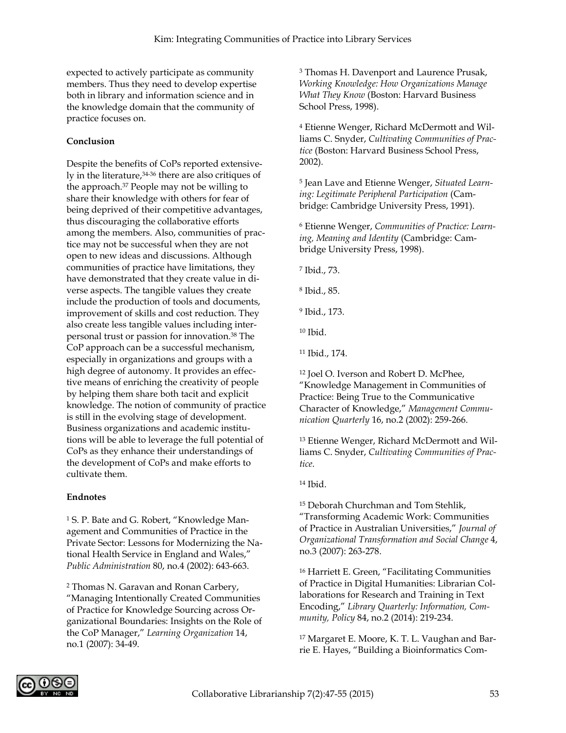expected to actively participate as community members. Thus they need to develop expertise both in library and information science and in the knowledge domain that the community of practice focuses on.

## Conclusion

Despite the benefits of CoPs reported extensively in the literature,[34-36] there are also critiques of the approach.[37] People may not be willing to share their knowledge with others for fear of being deprived of their competitive advantages, thus discouraging the collaborative efforts among the members. Also, communities of practice may not be successful when they are not open to new ideas and discussions. Although communities of practice have limitations, they have demonstrated that they create value in diverse aspects. The tangible values they create include the production of tools and documents, improvement of skills and cost reduction. They also create less tangible values including interpersonal trust or passion for innovation.[38] The CoP approach can be a successful mechanism, especially in organizations and groups with a high degree of autonomy. It provides an effective means of enriching the creativity of people by helping them share both tacit and explicit knowledge. The notion of community of practice is still in the evolving stage of development. Business organizations and academic institutions will be able to leverage the full potential of CoPs as they enhance their understandings of the development of CoPs and make efforts to cultivate them.

## Endnotes

[1] S. P. Bate and G. Robert, "Knowledge Management and Communities of Practice in the Private Sector: Lessons for Modernizing the National Health Service in England and Wales," *Public Administration* 80, no.4 (2002): 643-663.

[2] Thomas N. Garavan and Ronan Carbery, "Managing Intentionally Created Communities of Practice for Knowledge Sourcing across Organizational Boundaries: Insights on the Role of the CoP Manager," *Learning Organization* 14, no.1 (2007): 34-49.

[3] Thomas H. Davenport and Laurence Prusak, *Working Knowledge: How Organizations Manage What They Know* (Boston: Harvard Business School Press, 1998).

[4] Etienne Wenger, Richard McDermott and Williams C. Snyder, *Cultivating Communities of Practice* (Boston: Harvard Business School Press, 2002).

[5] Jean Lave and Etienne Wenger, *Situated Learning: Legitimate Peripheral Participation* (Cambridge: Cambridge University Press, 1991).

[6] Etienne Wenger, *Communities of Practice: Learning, Meaning and Identity* (Cambridge: Cambridge University Press, 1998).

[7] Ibid., 73.

[8] Ibid., 85.

[9] Ibid., 173.

[10] Ibid.

[11] Ibid., 174.

[12] Joel O. Iverson and Robert D. McPhee, "Knowledge Management in Communities of Practice: Being True to the Communicative Character of Knowledge," *Management Communication Quarterly* 16, no.2 (2002): 259-266.

[13] Etienne Wenger, Richard McDermott and Williams C. Snyder, *Cultivating Communities of Practice*.

[14] Ibid.

[15] Deborah Churchman and Tom Stehlik, "Transforming Academic Work: Communities of Practice in Australian Universities," *Journal of Organizational Transformation and Social Change* 4, no.3 (2007): 263-278.

[16] Harriett E. Green, "Facilitating Communities of Practice in Digital Humanities: Librarian Collaborations for Research and Training in Text Encoding," *Library Quarterly: Information, Community, Policy* 84, no.2 (2014): 219-234.

[17] Margaret E. Moore, K. T. L. Vaughan and Barrie E. Hayes, "Building a Bioinformatics Com-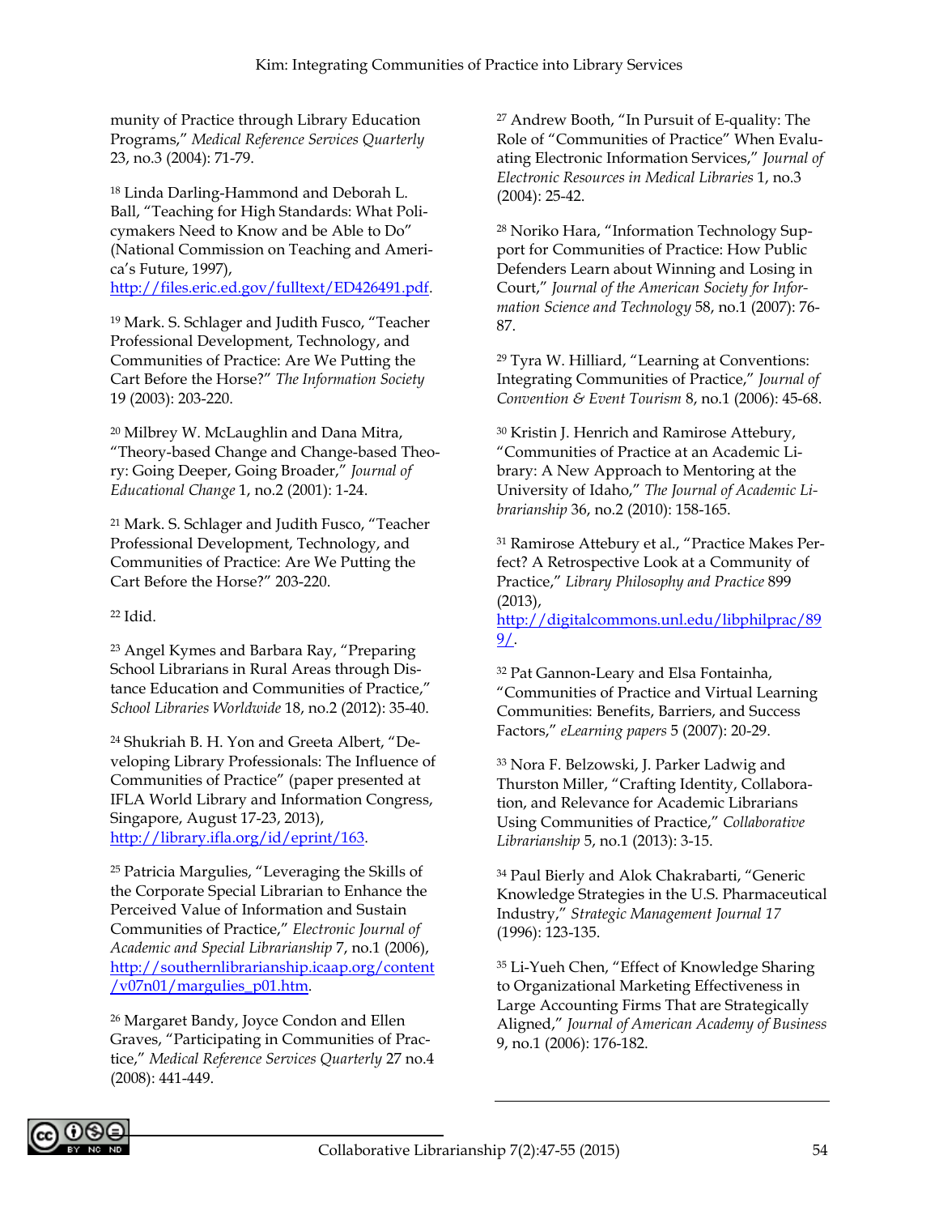munity of Practice through Library Education Programs," *Medical Reference Services Quarterly* 23, no.3 (2004): 71-79.

[18] Linda Darling-Hammond and Deborah L. Ball, "Teaching for High Standards: What Policymakers Need to Know and be Able to Do" (National Commission on Teaching and America's Future, 1997), http://files.eric.ed.gov/fulltext/ED426491.pdf.

[19] Mark. S. Schlager and Judith Fusco, "Teacher Professional Development, Technology, and Communities of Practice: Are We Putting the Cart Before the Horse?" *The Information Society* 19 (2003): 203-220.

[20] Milbrey W. McLaughlin and Dana Mitra, "Theory-based Change and Change-based Theory: Going Deeper, Going Broader," *Journal of Educational Change* 1, no.2 (2001): 1-24.

[21] Mark. S. Schlager and Judith Fusco, "Teacher Professional Development, Technology, and Communities of Practice: Are We Putting the Cart Before the Horse?" 203-220.

[22] Idid.

[23] Angel Kymes and Barbara Ray, "Preparing School Librarians in Rural Areas through Distance Education and Communities of Practice," *School Libraries Worldwide* 18, no.2 (2012): 35-40.

[24] Shukriah B. H. Yon and Greeta Albert, "Developing Library Professionals: The Influence of Communities of Practice" (paper presented at IFLA World Library and Information Congress, Singapore, August 17-23, 2013), http://library.ifla.org/id/eprint/163.

[25] Patricia Margulies, "Leveraging the Skills of the Corporate Special Librarian to Enhance the Perceived Value of Information and Sustain Communities of Practice," *Electronic Journal of Academic and Special Librarianship* 7, no.1 (2006), http://southernlibrarianship.icaap.org/content/v07n01/margulies_p01.htm.

[26] Margaret Bandy, Joyce Condon and Ellen Graves, "Participating in Communities of Practice," *Medical Reference Services Quarterly* 27 no.4 (2008): 441-449.

[27] Andrew Booth, "In Pursuit of E-quality: The Role of "Communities of Practice" When Evaluating Electronic Information Services," *Journal of Electronic Resources in Medical Libraries* 1, no.3 (2004): 25-42.

[28] Noriko Hara, "Information Technology Support for Communities of Practice: How Public Defenders Learn about Winning and Losing in Court," *Journal of the American Society for Information Science and Technology* 58, no.1 (2007): 76-87.

[29] Tyra W. Hilliard, "Learning at Conventions: Integrating Communities of Practice," *Journal of Convention & Event Tourism* 8, no.1 (2006): 45-68.

[30] Kristin J. Henrich and Ramirose Attebury, "Communities of Practice at an Academic Library: A New Approach to Mentoring at the University of Idaho," *The Journal of Academic Librarianship* 36, no.2 (2010): 158-165.

[31] Ramirose Attebury et al., "Practice Makes Perfect? A Retrospective Look at a Community of Practice," *Library Philosophy and Practice* 899 (2013), http://digitalcommons.unl.edu/libphilprac/899/.

[32] Pat Gannon-Leary and Elsa Fontainha, "Communities of Practice and Virtual Learning Communities: Benefits, Barriers, and Success Factors," *eLearning papers* 5 (2007): 20-29.

[33] Nora F. Belzowski, J. Parker Ladwig and Thurston Miller, "Crafting Identity, Collaboration, and Relevance for Academic Librarians Using Communities of Practice," *Collaborative Librarianship* 5, no.1 (2013): 3-15.

[34] Paul Bierly and Alok Chakrabarti, "Generic Knowledge Strategies in the U.S. Pharmaceutical Industry," *Strategic Management Journal 17* (1996): 123-135.

[35] Li-Yueh Chen, "Effect of Knowledge Sharing to Organizational Marketing Effectiveness in Large Accounting Firms That are Strategically Aligned," *Journal of American Academy of Business* 9, no.1 (2006): 176-182.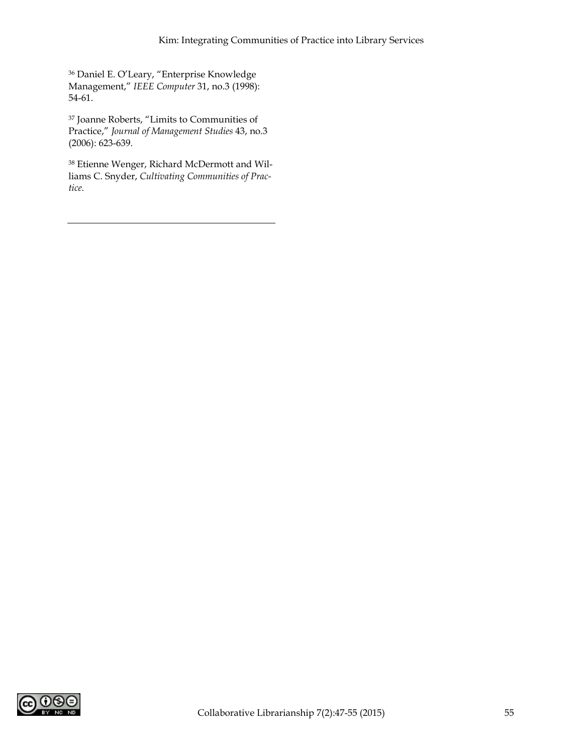[36] Daniel E. O'Leary, "Enterprise Knowledge Management," *IEEE Computer* 31, no.3 (1998): 54-61.

[37] Joanne Roberts, "Limits to Communities of Practice," *Journal of Management Studies* 43, no.3 (2006): 623-639.

[38] Etienne Wenger, Richard McDermott and Williams C. Snyder, *Cultivating Communities of Practice.*